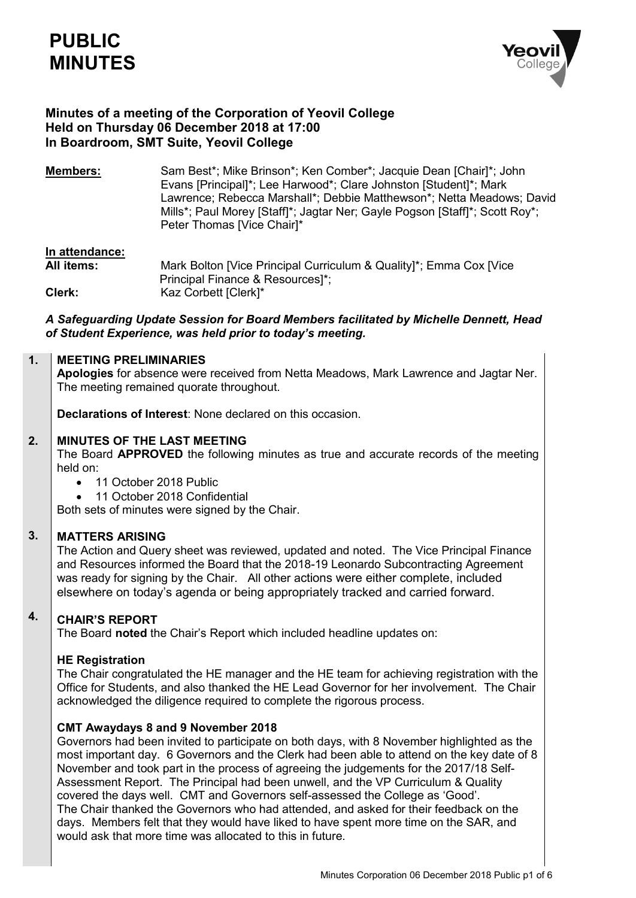# PUBLIC MINUTES

**Minutes of a meeting of the Corporation of Yeovil College**
**Held on Thursday 06 December 2018 at 17:00**
**In Boardroom, SMT Suite, Yeovil College**

**Members:** Sam Best*; Mike Brinson*; Ken Comber*; Jacquie Dean [Chair]*; John Evans [Principal]*; Lee Harwood*; Clare Johnston [Student]*; Mark Lawrence; Rebecca Marshall*; Debbie Matthewson*; Netta Meadows; David Mills*; Paul Morey [Staff]*; Jagtar Ner; Gayle Pogson [Staff]*; Scott Roy*; Peter Thomas [Vice Chair]*

**In attendance:**

**All items:** Mark Bolton [Vice Principal Curriculum & Quality]*; Emma Cox [Vice Principal Finance & Resources]*;

**Clerk:** Kaz Corbett [Clerk]*

***A Safeguarding Update Session for Board Members facilitated by Michelle Dennett, Head of Student Experience, was held prior to today's meeting.***

## 1. MEETING PRELIMINARIES

**Apologies** for absence were received from Netta Meadows, Mark Lawrence and Jagtar Ner. The meeting remained quorate throughout.

**Declarations of Interest**: None declared on this occasion.

## 2. MINUTES OF THE LAST MEETING

The Board **APPROVED** the following minutes as true and accurate records of the meeting held on:

- 11 October 2018 Public
- 11 October 2018 Confidential

Both sets of minutes were signed by the Chair.

## 3. MATTERS ARISING

The Action and Query sheet was reviewed, updated and noted. The Vice Principal Finance and Resources informed the Board that the 2018-19 Leonardo Subcontracting Agreement was ready for signing by the Chair. All other actions were either complete, included elsewhere on today's agenda or being appropriately tracked and carried forward.

## 4. CHAIR'S REPORT

The Board **noted** the Chair's Report which included headline updates on:

### HE Registration

The Chair congratulated the HE manager and the HE team for achieving registration with the Office for Students, and also thanked the HE Lead Governor for her involvement. The Chair acknowledged the diligence required to complete the rigorous process.

### CMT Awaydays 8 and 9 November 2018

Governors had been invited to participate on both days, with 8 November highlighted as the most important day. 6 Governors and the Clerk had been able to attend on the key date of 8 November and took part in the process of agreeing the judgements for the 2017/18 Self-Assessment Report. The Principal had been unwell, and the VP Curriculum & Quality covered the days well. CMT and Governors self-assessed the College as 'Good'.
The Chair thanked the Governors who had attended, and asked for their feedback on the days. Members felt that they would have liked to have spent more time on the SAR, and would ask that more time was allocated to this in future.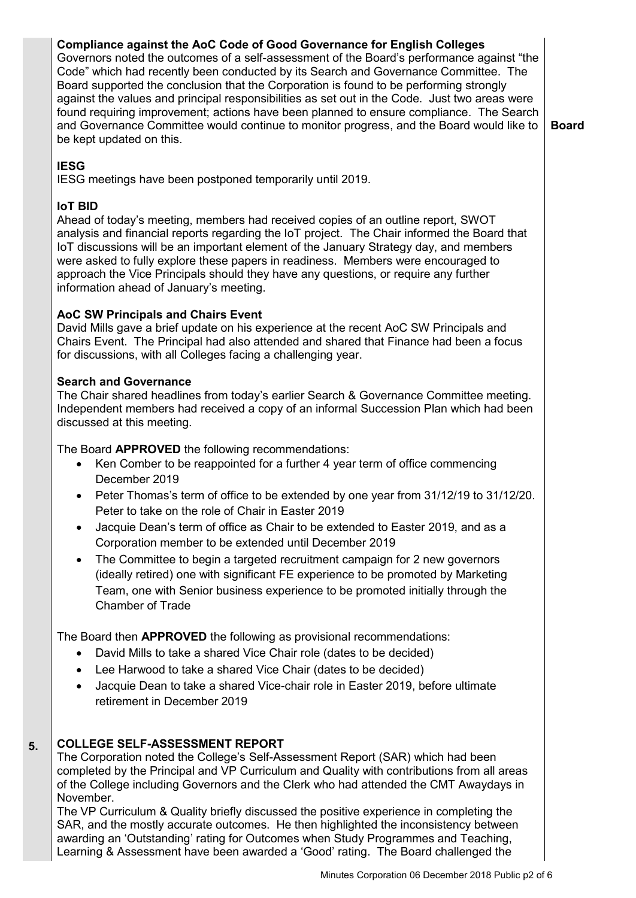**Compliance against the AoC Code of Good Governance for English Colleges**

Governors noted the outcomes of a self-assessment of the Board's performance against "the Code" which had recently been conducted by its Search and Governance Committee. The Board supported the conclusion that the Corporation is found to be performing strongly against the values and principal responsibilities as set out in the Code. Just two areas were found requiring improvement; actions have been planned to ensure compliance. The Search and Governance Committee would continue to monitor progress, and the Board would like to be kept updated on this. **Board**

**IESG**

IESG meetings have been postponed temporarily until 2019.

**IoT BID**

Ahead of today's meeting, members had received copies of an outline report, SWOT analysis and financial reports regarding the IoT project. The Chair informed the Board that IoT discussions will be an important element of the January Strategy day, and members were asked to fully explore these papers in readiness. Members were encouraged to approach the Vice Principals should they have any questions, or require any further information ahead of January's meeting.

**AoC SW Principals and Chairs Event**

David Mills gave a brief update on his experience at the recent AoC SW Principals and Chairs Event. The Principal had also attended and shared that Finance had been a focus for discussions, with all Colleges facing a challenging year.

**Search and Governance**

The Chair shared headlines from today's earlier Search & Governance Committee meeting. Independent members had received a copy of an informal Succession Plan which had been discussed at this meeting.

The Board **APPROVED** the following recommendations:

- Ken Comber to be reappointed for a further 4 year term of office commencing December 2019
- Peter Thomas's term of office to be extended by one year from 31/12/19 to 31/12/20. Peter to take on the role of Chair in Easter 2019
- Jacquie Dean's term of office as Chair to be extended to Easter 2019, and as a Corporation member to be extended until December 2019
- The Committee to begin a targeted recruitment campaign for 2 new governors (ideally retired) one with significant FE experience to be promoted by Marketing Team, one with Senior business experience to be promoted initially through the Chamber of Trade

The Board then **APPROVED** the following as provisional recommendations:

- David Mills to take a shared Vice Chair role (dates to be decided)
- Lee Harwood to take a shared Vice Chair (dates to be decided)
- Jacquie Dean to take a shared Vice-chair role in Easter 2019, before ultimate retirement in December 2019

**5. COLLEGE SELF-ASSESSMENT REPORT**

The Corporation noted the College's Self-Assessment Report (SAR) which had been completed by the Principal and VP Curriculum and Quality with contributions from all areas of the College including Governors and the Clerk who had attended the CMT Awaydays in November.

The VP Curriculum & Quality briefly discussed the positive experience in completing the SAR, and the mostly accurate outcomes. He then highlighted the inconsistency between awarding an 'Outstanding' rating for Outcomes when Study Programmes and Teaching, Learning & Assessment have been awarded a 'Good' rating. The Board challenged the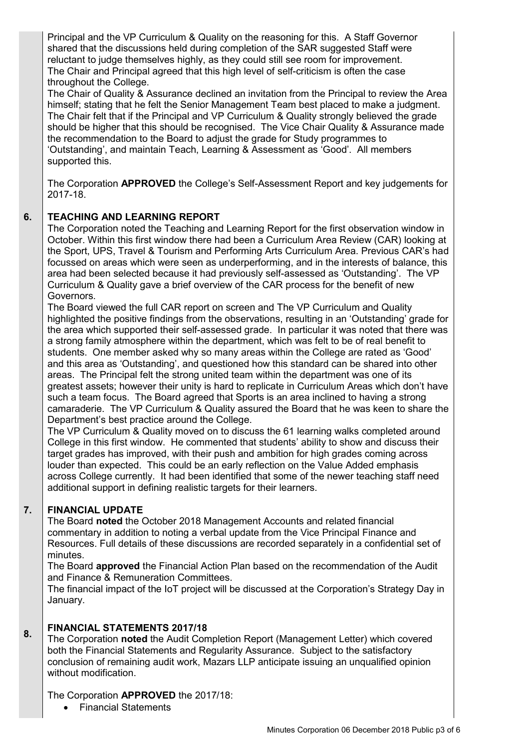Principal and the VP Curriculum & Quality on the reasoning for this. A Staff Governor shared that the discussions held during completion of the SAR suggested Staff were reluctant to judge themselves highly, as they could still see room for improvement. The Chair and Principal agreed that this high level of self-criticism is often the case throughout the College.

The Chair of Quality & Assurance declined an invitation from the Principal to review the Area himself; stating that he felt the Senior Management Team best placed to make a judgment. The Chair felt that if the Principal and VP Curriculum & Quality strongly believed the grade should be higher that this should be recognised. The Vice Chair Quality & Assurance made the recommendation to the Board to adjust the grade for Study programmes to 'Outstanding', and maintain Teach, Learning & Assessment as 'Good'. All members supported this.

The Corporation **APPROVED** the College's Self-Assessment Report and key judgements for 2017-18.

## 6. TEACHING AND LEARNING REPORT

The Corporation noted the Teaching and Learning Report for the first observation window in October. Within this first window there had been a Curriculum Area Review (CAR) looking at the Sport, UPS, Travel & Tourism and Performing Arts Curriculum Area. Previous CAR's had focussed on areas which were seen as underperforming, and in the interests of balance, this area had been selected because it had previously self-assessed as 'Outstanding'. The VP Curriculum & Quality gave a brief overview of the CAR process for the benefit of new Governors.

The Board viewed the full CAR report on screen and The VP Curriculum and Quality highlighted the positive findings from the observations, resulting in an 'Outstanding' grade for the area which supported their self-assessed grade. In particular it was noted that there was a strong family atmosphere within the department, which was felt to be of real benefit to students. One member asked why so many areas within the College are rated as 'Good' and this area as 'Outstanding', and questioned how this standard can be shared into other areas. The Principal felt the strong united team within the department was one of its greatest assets; however their unity is hard to replicate in Curriculum Areas which don't have such a team focus. The Board agreed that Sports is an area inclined to having a strong camaraderie. The VP Curriculum & Quality assured the Board that he was keen to share the Department's best practice around the College.

The VP Curriculum & Quality moved on to discuss the 61 learning walks completed around College in this first window. He commented that students' ability to show and discuss their target grades has improved, with their push and ambition for high grades coming across louder than expected. This could be an early reflection on the Value Added emphasis across College currently. It had been identified that some of the newer teaching staff need additional support in defining realistic targets for their learners.

## 7. FINANCIAL UPDATE

The Board **noted** the October 2018 Management Accounts and related financial commentary in addition to noting a verbal update from the Vice Principal Finance and Resources. Full details of these discussions are recorded separately in a confidential set of minutes.

The Board **approved** the Financial Action Plan based on the recommendation of the Audit and Finance & Remuneration Committees.

The financial impact of the IoT project will be discussed at the Corporation's Strategy Day in January.

## 8. FINANCIAL STATEMENTS 2017/18

The Corporation **noted** the Audit Completion Report (Management Letter) which covered both the Financial Statements and Regularity Assurance. Subject to the satisfactory conclusion of remaining audit work, Mazars LLP anticipate issuing an unqualified opinion without modification.

The Corporation **APPROVED** the 2017/18:

- Financial Statements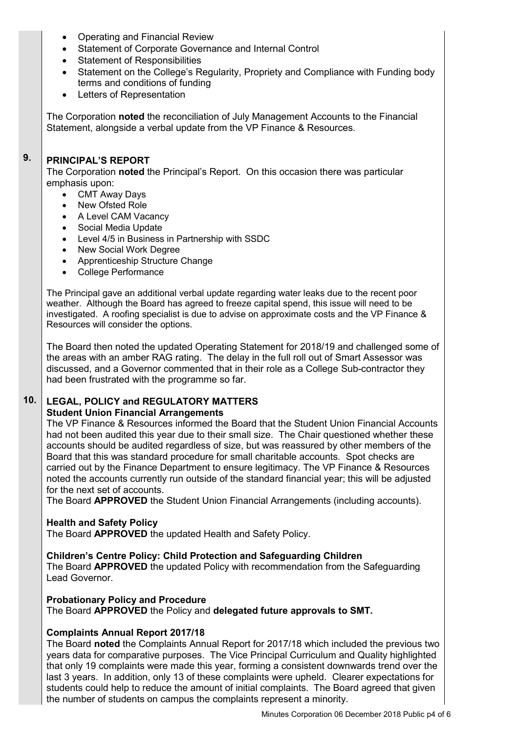- Operating and Financial Review
- Statement of Corporate Governance and Internal Control
- Statement of Responsibilities
- Statement on the College's Regularity, Propriety and Compliance with Funding body terms and conditions of funding
- Letters of Representation

The Corporation **noted** the reconciliation of July Management Accounts to the Financial Statement, alongside a verbal update from the VP Finance & Resources.

## 9. PRINCIPAL'S REPORT

The Corporation **noted** the Principal's Report. On this occasion there was particular emphasis upon:

- CMT Away Days
- New Ofsted Role
- A Level CAM Vacancy
- Social Media Update
- Level 4/5 in Business in Partnership with SSDC
- New Social Work Degree
- Apprenticeship Structure Change
- College Performance

The Principal gave an additional verbal update regarding water leaks due to the recent poor weather. Although the Board has agreed to freeze capital spend, this issue will need to be investigated. A roofing specialist is due to advise on approximate costs and the VP Finance & Resources will consider the options.

The Board then noted the updated Operating Statement for 2018/19 and challenged some of the areas with an amber RAG rating. The delay in the full roll out of Smart Assessor was discussed, and a Governor commented that in their role as a College Sub-contractor they had been frustrated with the programme so far.

## 10. LEGAL, POLICY and REGULATORY MATTERS

**Student Union Financial Arrangements**

The VP Finance & Resources informed the Board that the Student Union Financial Accounts had not been audited this year due to their small size. The Chair questioned whether these accounts should be audited regardless of size, but was reassured by other members of the Board that this was standard procedure for small charitable accounts. Spot checks are carried out by the Finance Department to ensure legitimacy. The VP Finance & Resources noted the accounts currently run outside of the standard financial year; this will be adjusted for the next set of accounts.

The Board **APPROVED** the Student Union Financial Arrangements (including accounts).

**Health and Safety Policy**

The Board **APPROVED** the updated Health and Safety Policy.

**Children's Centre Policy: Child Protection and Safeguarding Children**

The Board **APPROVED** the updated Policy with recommendation from the Safeguarding Lead Governor.

**Probationary Policy and Procedure**

The Board **APPROVED** the Policy and **delegated future approvals to SMT.**

**Complaints Annual Report 2017/18**

The Board **noted** the Complaints Annual Report for 2017/18 which included the previous two years data for comparative purposes. The Vice Principal Curriculum and Quality highlighted that only 19 complaints were made this year, forming a consistent downwards trend over the last 3 years. In addition, only 13 of these complaints were upheld. Clearer expectations for students could help to reduce the amount of initial complaints. The Board agreed that given the number of students on campus the complaints represent a minority.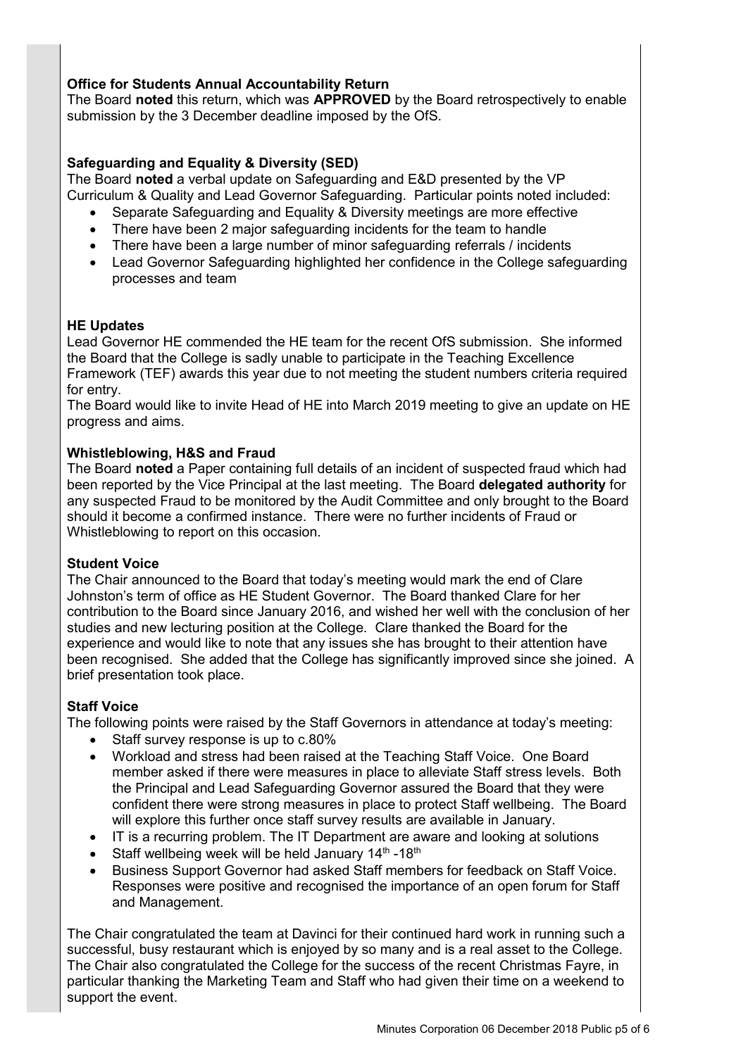**Office for Students Annual Accountability Return**

The Board **noted** this return, which was **APPROVED** by the Board retrospectively to enable submission by the 3 December deadline imposed by the OfS.

**Safeguarding and Equality & Diversity (SED)**

The Board **noted** a verbal update on Safeguarding and E&D presented by the VP Curriculum & Quality and Lead Governor Safeguarding. Particular points noted included:

- Separate Safeguarding and Equality & Diversity meetings are more effective
- There have been 2 major safeguarding incidents for the team to handle
- There have been a large number of minor safeguarding referrals / incidents
- Lead Governor Safeguarding highlighted her confidence in the College safeguarding processes and team

**HE Updates**

Lead Governor HE commended the HE team for the recent OfS submission. She informed the Board that the College is sadly unable to participate in the Teaching Excellence Framework (TEF) awards this year due to not meeting the student numbers criteria required for entry.

The Board would like to invite Head of HE into March 2019 meeting to give an update on HE progress and aims.

**Whistleblowing, H&S and Fraud**

The Board **noted** a Paper containing full details of an incident of suspected fraud which had been reported by the Vice Principal at the last meeting. The Board **delegated authority** for any suspected Fraud to be monitored by the Audit Committee and only brought to the Board should it become a confirmed instance. There were no further incidents of Fraud or Whistleblowing to report on this occasion.

**Student Voice**

The Chair announced to the Board that today's meeting would mark the end of Clare Johnston's term of office as HE Student Governor. The Board thanked Clare for her contribution to the Board since January 2016, and wished her well with the conclusion of her studies and new lecturing position at the College. Clare thanked the Board for the experience and would like to note that any issues she has brought to their attention have been recognised. She added that the College has significantly improved since she joined. A brief presentation took place.

**Staff Voice**

The following points were raised by the Staff Governors in attendance at today's meeting:

- Staff survey response is up to c.80%
- Workload and stress had been raised at the Teaching Staff Voice. One Board member asked if there were measures in place to alleviate Staff stress levels. Both the Principal and Lead Safeguarding Governor assured the Board that they were confident there were strong measures in place to protect Staff wellbeing. The Board will explore this further once staff survey results are available in January.
- IT is a recurring problem. The IT Department are aware and looking at solutions
- Staff wellbeing week will be held January 14th -18th
- Business Support Governor had asked Staff members for feedback on Staff Voice. Responses were positive and recognised the importance of an open forum for Staff and Management.

The Chair congratulated the team at Davinci for their continued hard work in running such a successful, busy restaurant which is enjoyed by so many and is a real asset to the College. The Chair also congratulated the College for the success of the recent Christmas Fayre, in particular thanking the Marketing Team and Staff who had given their time on a weekend to support the event.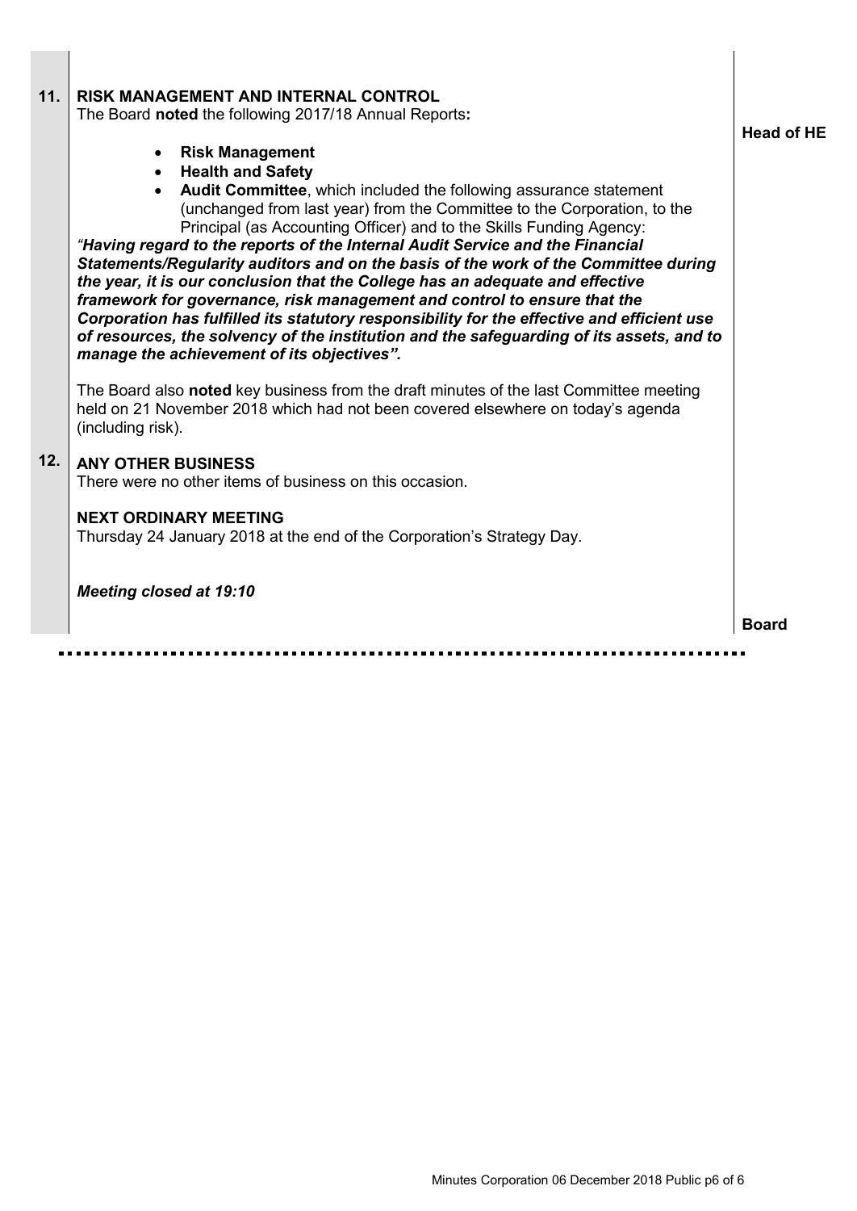**11.** **RISK MANAGEMENT AND INTERNAL CONTROL**

The Board **noted** the following 2017/18 Annual Reports**:**

**Head of HE**

- **Risk Management**
- **Health and Safety**
- **Audit Committee**, which included the following assurance statement (unchanged from last year) from the Committee to the Corporation, to the Principal (as Accounting Officer) and to the Skills Funding Agency:

*"**Having regard to the reports of the Internal Audit Service and the Financial Statements/Regularity auditors and on the basis of the work of the Committee during the year, it is our conclusion that the College has an adequate and effective framework for governance, risk management and control to ensure that the Corporation has fulfilled its statutory responsibility for the effective and efficient use of resources, the solvency of the institution and the safeguarding of its assets, and to manage the achievement of its objectives".***

The Board also **noted** key business from the draft minutes of the last Committee meeting held on 21 November 2018 which had not been covered elsewhere on today's agenda (including risk).

**12.** **ANY OTHER BUSINESS**

There were no other items of business on this occasion.

**NEXT ORDINARY MEETING**

Thursday 24 January 2018 at the end of the Corporation's Strategy Day.

***Meeting closed at 19:10***

**Board**